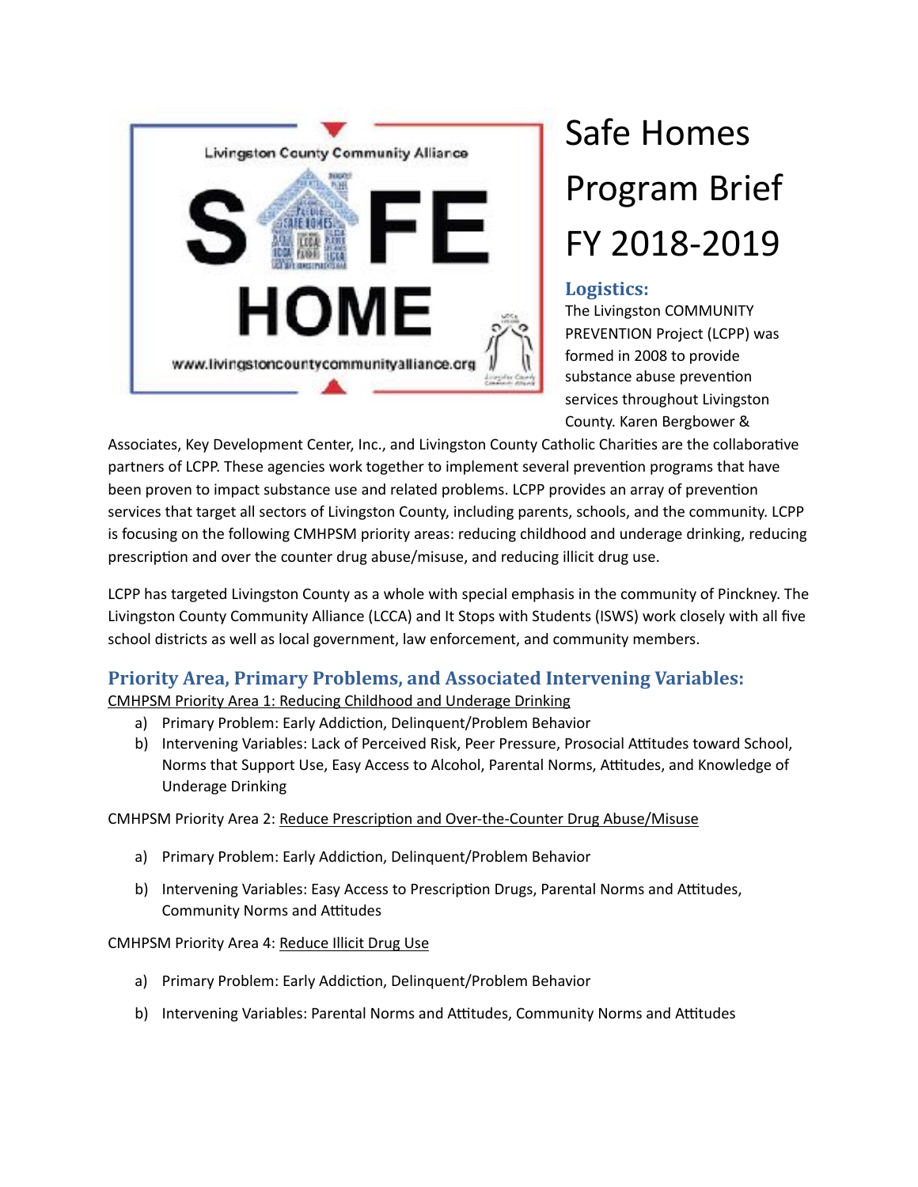# Safe Homes Program Brief FY 2018-2019

## Logistics:

The Livingston COMMUNITY PREVENTION Project (LCPP) was formed in 2008 to provide substance abuse prevention services throughout Livingston County. Karen Bergbower & Associates, Key Development Center, Inc., and Livingston County Catholic Charities are the collaborative partners of LCPP. These agencies work together to implement several prevention programs that have been proven to impact substance use and related problems. LCPP provides an array of prevention services that target all sectors of Livingston County, including parents, schools, and the community. LCPP is focusing on the following CMHPSM priority areas: reducing childhood and underage drinking, reducing prescription and over the counter drug abuse/misuse, and reducing illicit drug use.

LCPP has targeted Livingston County as a whole with special emphasis in the community of Pinckney. The Livingston County Community Alliance (LCCA) and It Stops with Students (ISWS) work closely with all five school districts as well as local government, law enforcement, and community members.

## Priority Area, Primary Problems, and Associated Intervening Variables:

CMHPSM Priority Area 1: Reducing Childhood and Underage Drinking

a) Primary Problem: Early Addiction, Delinquent/Problem Behavior
b) Intervening Variables: Lack of Perceived Risk, Peer Pressure, Prosocial Attitudes toward School, Norms that Support Use, Easy Access to Alcohol, Parental Norms, Attitudes, and Knowledge of Underage Drinking

CMHPSM Priority Area 2: Reduce Prescription and Over-the-Counter Drug Abuse/Misuse

a) Primary Problem: Early Addiction, Delinquent/Problem Behavior
b) Intervening Variables: Easy Access to Prescription Drugs, Parental Norms and Attitudes, Community Norms and Attitudes

CMHPSM Priority Area 4: Reduce Illicit Drug Use

a) Primary Problem: Early Addiction, Delinquent/Problem Behavior
b) Intervening Variables: Parental Norms and Attitudes, Community Norms and Attitudes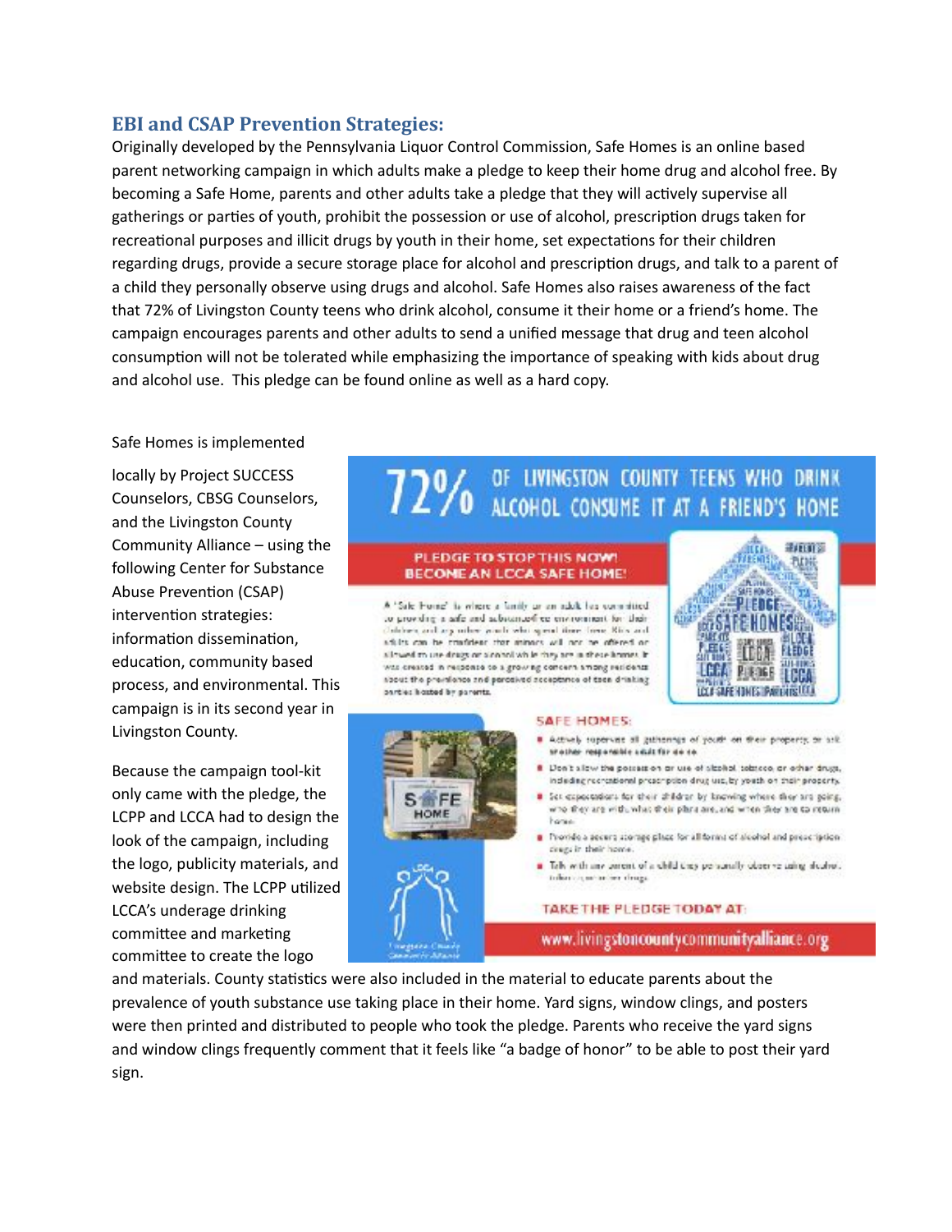## EBI and CSAP Prevention Strategies:

Originally developed by the Pennsylvania Liquor Control Commission, Safe Homes is an online based parent networking campaign in which adults make a pledge to keep their home drug and alcohol free. By becoming a Safe Home, parents and other adults take a pledge that they will actively supervise all gatherings or parties of youth, prohibit the possession or use of alcohol, prescription drugs taken for recreational purposes and illicit drugs by youth in their home, set expectations for their children regarding drugs, provide a secure storage place for alcohol and prescription drugs, and talk to a parent of a child they personally observe using drugs and alcohol. Safe Homes also raises awareness of the fact that 72% of Livingston County teens who drink alcohol, consume it their home or a friend's home. The campaign encourages parents and other adults to send a unified message that drug and teen alcohol consumption will not be tolerated while emphasizing the importance of speaking with kids about drug and alcohol use. This pledge can be found online as well as a hard copy.

Safe Homes is implemented locally by Project SUCCESS Counselors, CBSG Counselors, and the Livingston County Community Alliance – using the following Center for Substance Abuse Prevention (CSAP) intervention strategies: information dissemination, education, community based process, and environmental. This campaign is in its second year in Livingston County.

Because the campaign tool-kit only came with the pledge, the LCPP and LCCA had to design the look of the campaign, including the logo, publicity materials, and website design. The LCPP utilized LCCA's underage drinking committee and marketing committee to create the logo and materials. County statistics were also included in the material to educate parents about the prevalence of youth substance use taking place in their home. Yard signs, window clings, and posters were then printed and distributed to people who took the pledge. Parents who receive the yard signs and window clings frequently comment that it feels like "a badge of honor" to be able to post their yard sign.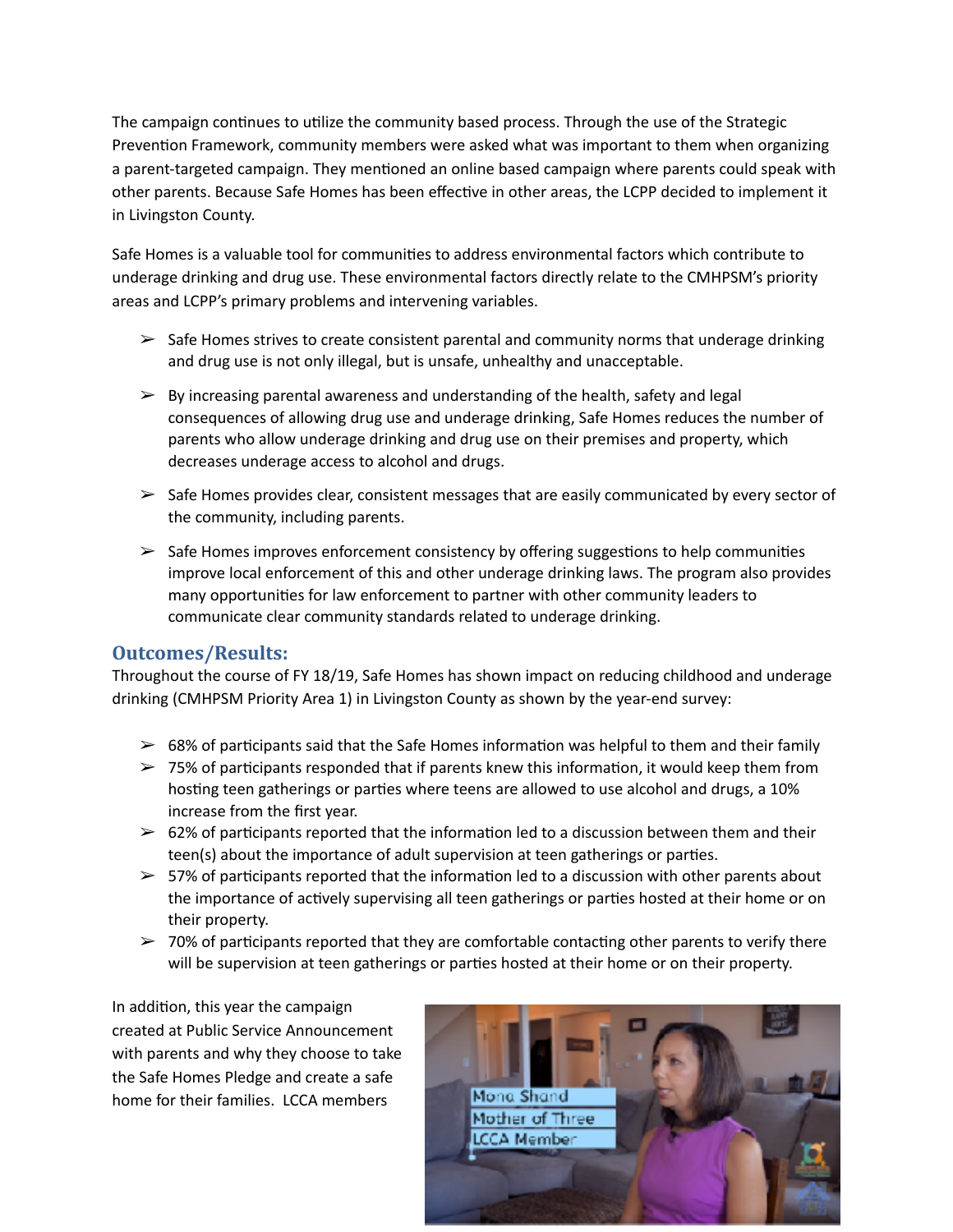The campaign continues to utilize the community based process. Through the use of the Strategic Prevention Framework, community members were asked what was important to them when organizing a parent-targeted campaign. They mentioned an online based campaign where parents could speak with other parents. Because Safe Homes has been effective in other areas, the LCPP decided to implement it in Livingston County.

Safe Homes is a valuable tool for communities to address environmental factors which contribute to underage drinking and drug use. These environmental factors directly relate to the CMHPSM's priority areas and LCPP's primary problems and intervening variables.

- Safe Homes strives to create consistent parental and community norms that underage drinking and drug use is not only illegal, but is unsafe, unhealthy and unacceptable.
- By increasing parental awareness and understanding of the health, safety and legal consequences of allowing drug use and underage drinking, Safe Homes reduces the number of parents who allow underage drinking and drug use on their premises and property, which decreases underage access to alcohol and drugs.
- Safe Homes provides clear, consistent messages that are easily communicated by every sector of the community, including parents.
- Safe Homes improves enforcement consistency by offering suggestions to help communities improve local enforcement of this and other underage drinking laws. The program also provides many opportunities for law enforcement to partner with other community leaders to communicate clear community standards related to underage drinking.

## Outcomes/Results:

Throughout the course of FY 18/19, Safe Homes has shown impact on reducing childhood and underage drinking (CMHPSM Priority Area 1) in Livingston County as shown by the year-end survey:

- 68% of participants said that the Safe Homes information was helpful to them and their family
- 75% of participants responded that if parents knew this information, it would keep them from hosting teen gatherings or parties where teens are allowed to use alcohol and drugs, a 10% increase from the first year.
- 62% of participants reported that the information led to a discussion between them and their teen(s) about the importance of adult supervision at teen gatherings or parties.
- 57% of participants reported that the information led to a discussion with other parents about the importance of actively supervising all teen gatherings or parties hosted at their home or on their property.
- 70% of participants reported that they are comfortable contacting other parents to verify there will be supervision at teen gatherings or parties hosted at their home or on their property.

In addition, this year the campaign created at Public Service Announcement with parents and why they choose to take the Safe Homes Pledge and create a safe home for their families. LCCA members

Mona Shand
Mother of Three
LCCA Member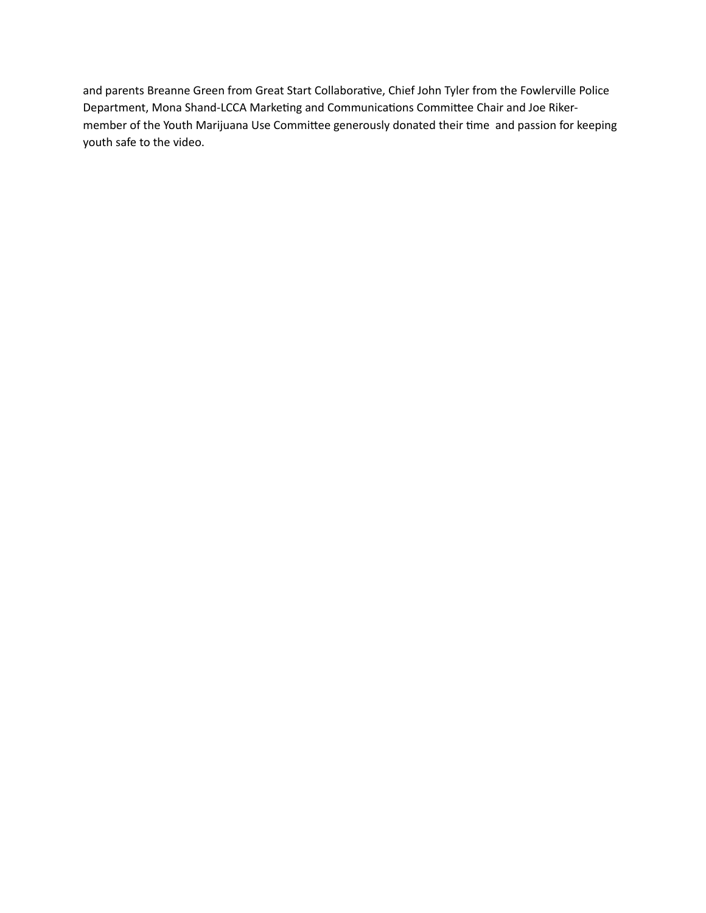and parents Breanne Green from Great Start Collaborative, Chief John Tyler from the Fowlerville Police Department, Mona Shand-LCCA Marketing and Communications Committee Chair and Joe Riker-member of the Youth Marijuana Use Committee generously donated their time and passion for keeping youth safe to the video.